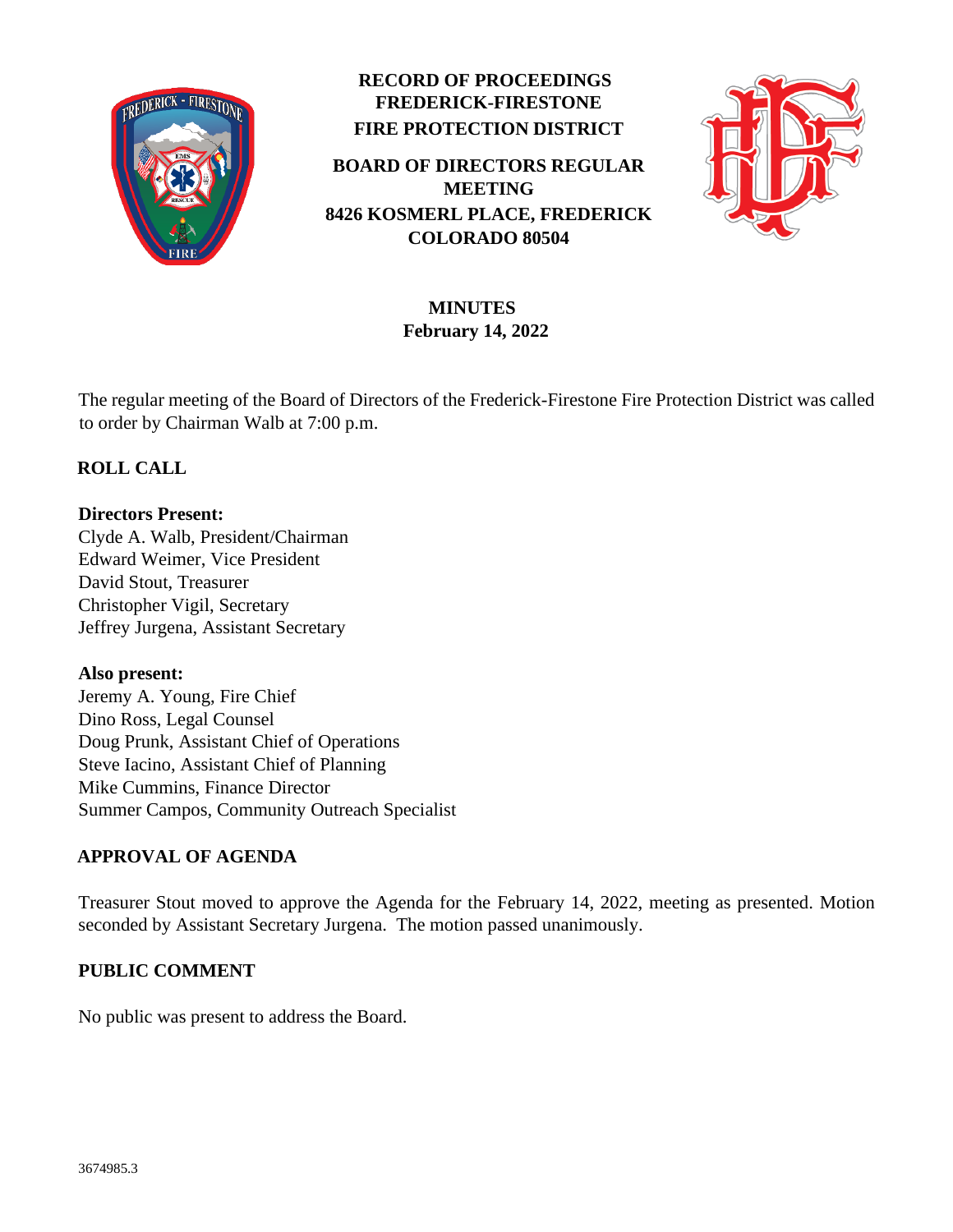# RECORD OF PROCEEDINGS
# FREDERICK-FIRESTONE FIRE PROTECTION DISTRICT

## BOARD OF DIRECTORS REGULAR MEETING
## 8426 KOSMERL PLACE, FREDERICK COLORADO 80504

## MINUTES
## February 14, 2022

The regular meeting of the Board of Directors of the Frederick-Firestone Fire Protection District was called to order by Chairman Walb at 7:00 p.m.

## ROLL CALL

**Directors Present:**
Clyde A. Walb, President/Chairman
Edward Weimer, Vice President
David Stout, Treasurer
Christopher Vigil, Secretary
Jeffrey Jurgena, Assistant Secretary

**Also present:**
Jeremy A. Young, Fire Chief
Dino Ross, Legal Counsel
Doug Prunk, Assistant Chief of Operations
Steve Iacino, Assistant Chief of Planning
Mike Cummins, Finance Director
Summer Campos, Community Outreach Specialist

## APPROVAL OF AGENDA

Treasurer Stout moved to approve the Agenda for the February 14, 2022, meeting as presented. Motion seconded by Assistant Secretary Jurgena. The motion passed unanimously.

## PUBLIC COMMENT

No public was present to address the Board.

3674985.3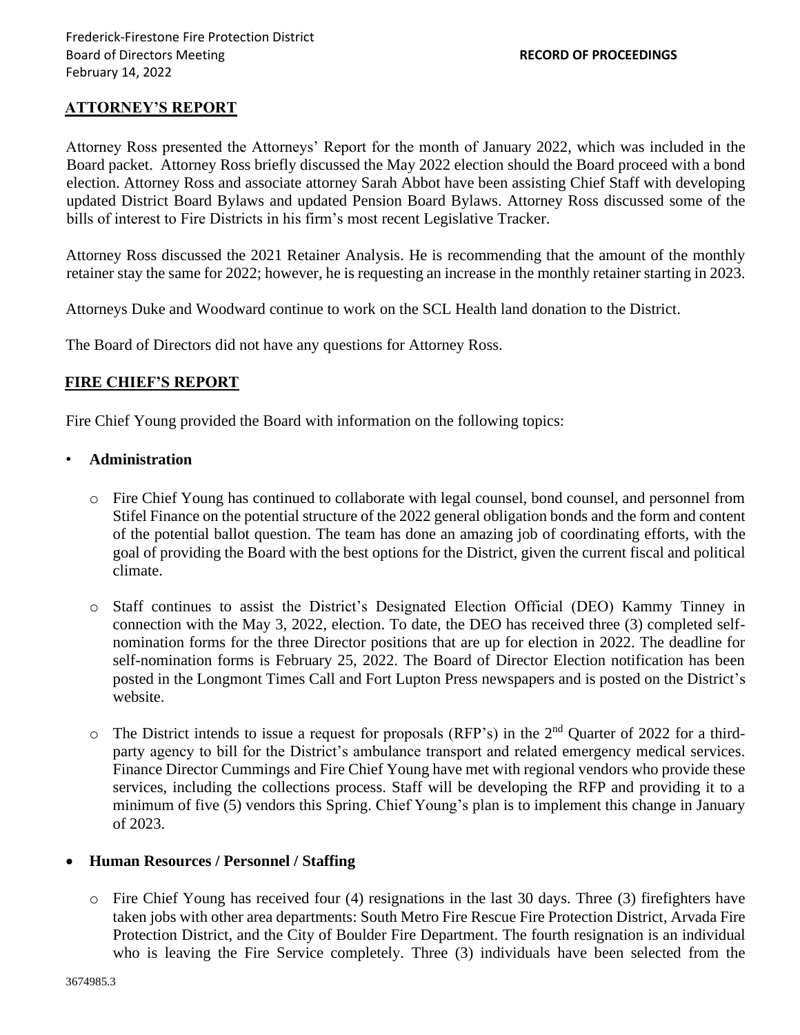## ATTORNEY'S REPORT

Attorney Ross presented the Attorneys' Report for the month of January 2022, which was included in the Board packet. Attorney Ross briefly discussed the May 2022 election should the Board proceed with a bond election. Attorney Ross and associate attorney Sarah Abbot have been assisting Chief Staff with developing updated District Board Bylaws and updated Pension Board Bylaws. Attorney Ross discussed some of the bills of interest to Fire Districts in his firm's most recent Legislative Tracker.

Attorney Ross discussed the 2021 Retainer Analysis. He is recommending that the amount of the monthly retainer stay the same for 2022; however, he is requesting an increase in the monthly retainer starting in 2023.

Attorneys Duke and Woodward continue to work on the SCL Health land donation to the District.

The Board of Directors did not have any questions for Attorney Ross.

## FIRE CHIEF'S REPORT

Fire Chief Young provided the Board with information on the following topics:

- **Administration**
  - Fire Chief Young has continued to collaborate with legal counsel, bond counsel, and personnel from Stifel Finance on the potential structure of the 2022 general obligation bonds and the form and content of the potential ballot question. The team has done an amazing job of coordinating efforts, with the goal of providing the Board with the best options for the District, given the current fiscal and political climate.
  - Staff continues to assist the District's Designated Election Official (DEO) Kammy Tinney in connection with the May 3, 2022, election. To date, the DEO has received three (3) completed self-nomination forms for the three Director positions that are up for election in 2022. The deadline for self-nomination forms is February 25, 2022. The Board of Director Election notification has been posted in the Longmont Times Call and Fort Lupton Press newspapers and is posted on the District's website.
  - The District intends to issue a request for proposals (RFP's) in the 2nd Quarter of 2022 for a third-party agency to bill for the District's ambulance transport and related emergency medical services. Finance Director Cummings and Fire Chief Young have met with regional vendors who provide these services, including the collections process. Staff will be developing the RFP and providing it to a minimum of five (5) vendors this Spring. Chief Young's plan is to implement this change in January of 2023.

- **Human Resources / Personnel / Staffing**
  - Fire Chief Young has received four (4) resignations in the last 30 days. Three (3) firefighters have taken jobs with other area departments: South Metro Fire Rescue Fire Protection District, Arvada Fire Protection District, and the City of Boulder Fire Department. The fourth resignation is an individual who is leaving the Fire Service completely. Three (3) individuals have been selected from the

3674985.3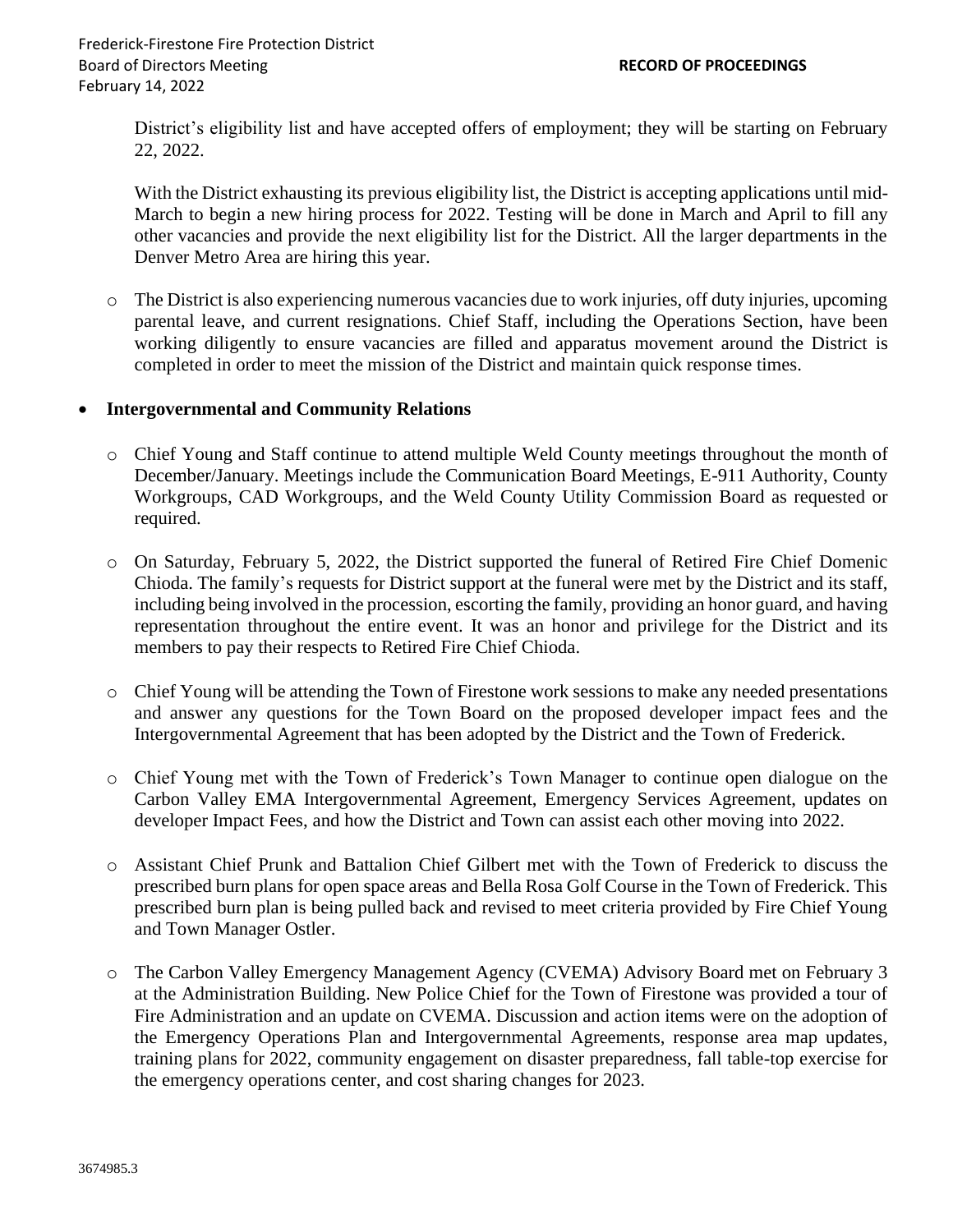District's eligibility list and have accepted offers of employment; they will be starting on February 22, 2022.

With the District exhausting its previous eligibility list, the District is accepting applications until mid-March to begin a new hiring process for 2022. Testing will be done in March and April to fill any other vacancies and provide the next eligibility list for the District. All the larger departments in the Denver Metro Area are hiring this year.

- The District is also experiencing numerous vacancies due to work injuries, off duty injuries, upcoming parental leave, and current resignations. Chief Staff, including the Operations Section, have been working diligently to ensure vacancies are filled and apparatus movement around the District is completed in order to meet the mission of the District and maintain quick response times.

- **Intergovernmental and Community Relations**

  - Chief Young and Staff continue to attend multiple Weld County meetings throughout the month of December/January. Meetings include the Communication Board Meetings, E-911 Authority, County Workgroups, CAD Workgroups, and the Weld County Utility Commission Board as requested or required.

  - On Saturday, February 5, 2022, the District supported the funeral of Retired Fire Chief Domenic Chioda. The family's requests for District support at the funeral were met by the District and its staff, including being involved in the procession, escorting the family, providing an honor guard, and having representation throughout the entire event. It was an honor and privilege for the District and its members to pay their respects to Retired Fire Chief Chioda.

  - Chief Young will be attending the Town of Firestone work sessions to make any needed presentations and answer any questions for the Town Board on the proposed developer impact fees and the Intergovernmental Agreement that has been adopted by the District and the Town of Frederick.

  - Chief Young met with the Town of Frederick's Town Manager to continue open dialogue on the Carbon Valley EMA Intergovernmental Agreement, Emergency Services Agreement, updates on developer Impact Fees, and how the District and Town can assist each other moving into 2022.

  - Assistant Chief Prunk and Battalion Chief Gilbert met with the Town of Frederick to discuss the prescribed burn plans for open space areas and Bella Rosa Golf Course in the Town of Frederick. This prescribed burn plan is being pulled back and revised to meet criteria provided by Fire Chief Young and Town Manager Ostler.

  - The Carbon Valley Emergency Management Agency (CVEMA) Advisory Board met on February 3 at the Administration Building. New Police Chief for the Town of Firestone was provided a tour of Fire Administration and an update on CVEMA. Discussion and action items were on the adoption of the Emergency Operations Plan and Intergovernmental Agreements, response area map updates, training plans for 2022, community engagement on disaster preparedness, fall table-top exercise for the emergency operations center, and cost sharing changes for 2023.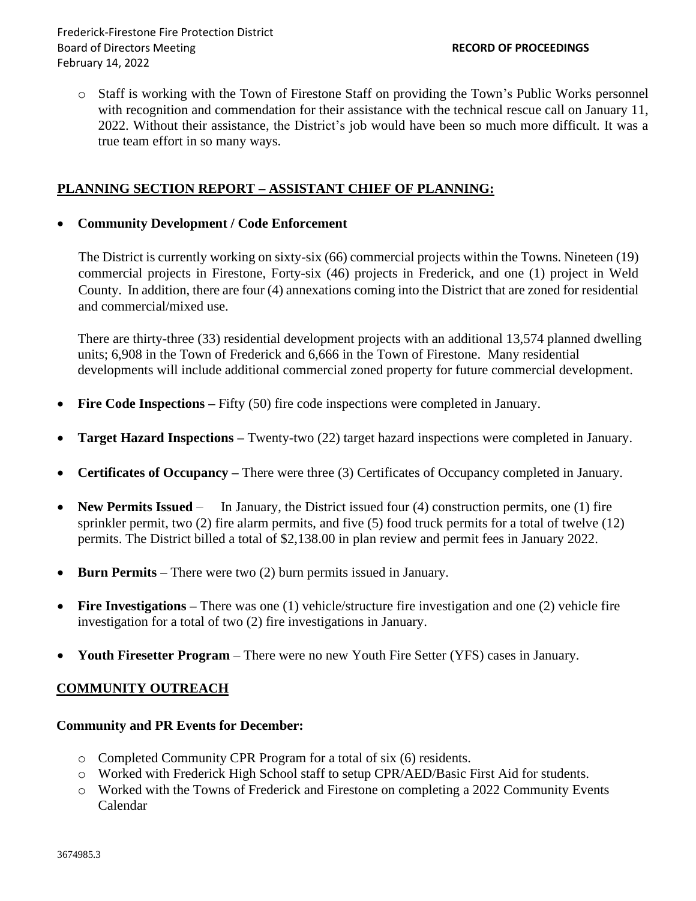- Staff is working with the Town of Firestone Staff on providing the Town's Public Works personnel with recognition and commendation for their assistance with the technical rescue call on January 11, 2022. Without their assistance, the District's job would have been so much more difficult. It was a true team effort in so many ways.

## PLANNING SECTION REPORT – ASSISTANT CHIEF OF PLANNING:

- **Community Development / Code Enforcement**

  The District is currently working on sixty-six (66) commercial projects within the Towns. Nineteen (19) commercial projects in Firestone, Forty-six (46) projects in Frederick, and one (1) project in Weld County. In addition, there are four (4) annexations coming into the District that are zoned for residential and commercial/mixed use.

  There are thirty-three (33) residential development projects with an additional 13,574 planned dwelling units; 6,908 in the Town of Frederick and 6,666 in the Town of Firestone. Many residential developments will include additional commercial zoned property for future commercial development.

- **Fire Code Inspections –** Fifty (50) fire code inspections were completed in January.
- **Target Hazard Inspections –** Twenty-two (22) target hazard inspections were completed in January.
- **Certificates of Occupancy –** There were three (3) Certificates of Occupancy completed in January.
- **New Permits Issued** – In January, the District issued four (4) construction permits, one (1) fire sprinkler permit, two (2) fire alarm permits, and five (5) food truck permits for a total of twelve (12) permits. The District billed a total of $2,138.00 in plan review and permit fees in January 2022.
- **Burn Permits** – There were two (2) burn permits issued in January.
- **Fire Investigations –** There was one (1) vehicle/structure fire investigation and one (2) vehicle fire investigation for a total of two (2) fire investigations in January.
- **Youth Firesetter Program** – There were no new Youth Fire Setter (YFS) cases in January.

## COMMUNITY OUTREACH

**Community and PR Events for December:**

- Completed Community CPR Program for a total of six (6) residents.
- Worked with Frederick High School staff to setup CPR/AED/Basic First Aid for students.
- Worked with the Towns of Frederick and Firestone on completing a 2022 Community Events Calendar

3674985.3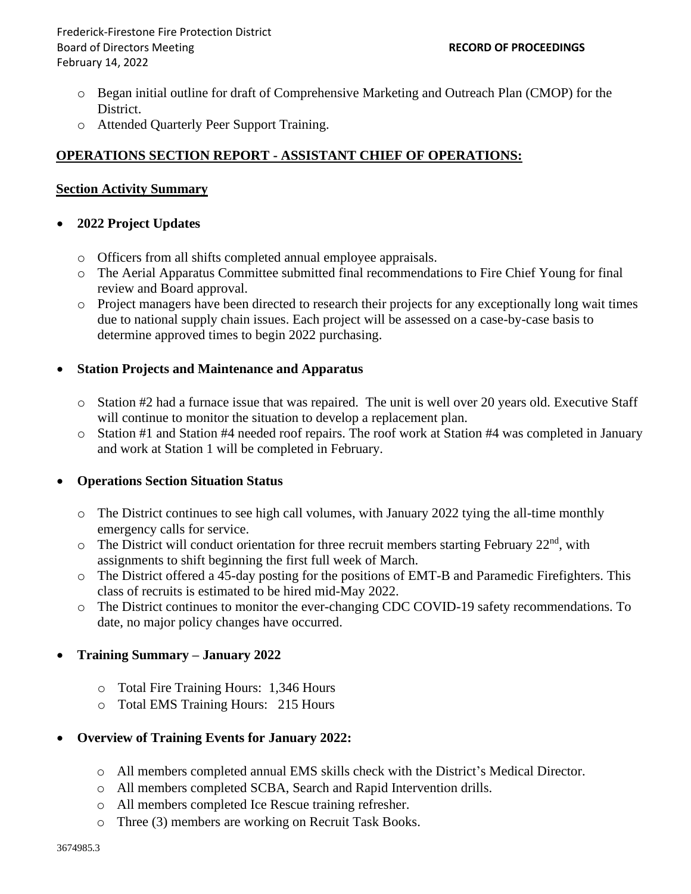- Began initial outline for draft of Comprehensive Marketing and Outreach Plan (CMOP) for the District.
- Attended Quarterly Peer Support Training.

## OPERATIONS SECTION REPORT - ASSISTANT CHIEF OF OPERATIONS:

### Section Activity Summary

- **2022 Project Updates**
  - Officers from all shifts completed annual employee appraisals.
  - The Aerial Apparatus Committee submitted final recommendations to Fire Chief Young for final review and Board approval.
  - Project managers have been directed to research their projects for any exceptionally long wait times due to national supply chain issues. Each project will be assessed on a case-by-case basis to determine approved times to begin 2022 purchasing.

- **Station Projects and Maintenance and Apparatus**
  - Station #2 had a furnace issue that was repaired. The unit is well over 20 years old. Executive Staff will continue to monitor the situation to develop a replacement plan.
  - Station #1 and Station #4 needed roof repairs. The roof work at Station #4 was completed in January and work at Station 1 will be completed in February.

- **Operations Section Situation Status**
  - The District continues to see high call volumes, with January 2022 tying the all-time monthly emergency calls for service.
  - The District will conduct orientation for three recruit members starting February 22nd, with assignments to shift beginning the first full week of March.
  - The District offered a 45-day posting for the positions of EMT-B and Paramedic Firefighters. This class of recruits is estimated to be hired mid-May 2022.
  - The District continues to monitor the ever-changing CDC COVID-19 safety recommendations. To date, no major policy changes have occurred.

- **Training Summary – January 2022**
  - Total Fire Training Hours: 1,346 Hours
  - Total EMS Training Hours: 215 Hours

- **Overview of Training Events for January 2022:**
  - All members completed annual EMS skills check with the District's Medical Director.
  - All members completed SCBA, Search and Rapid Intervention drills.
  - All members completed Ice Rescue training refresher.
  - Three (3) members are working on Recruit Task Books.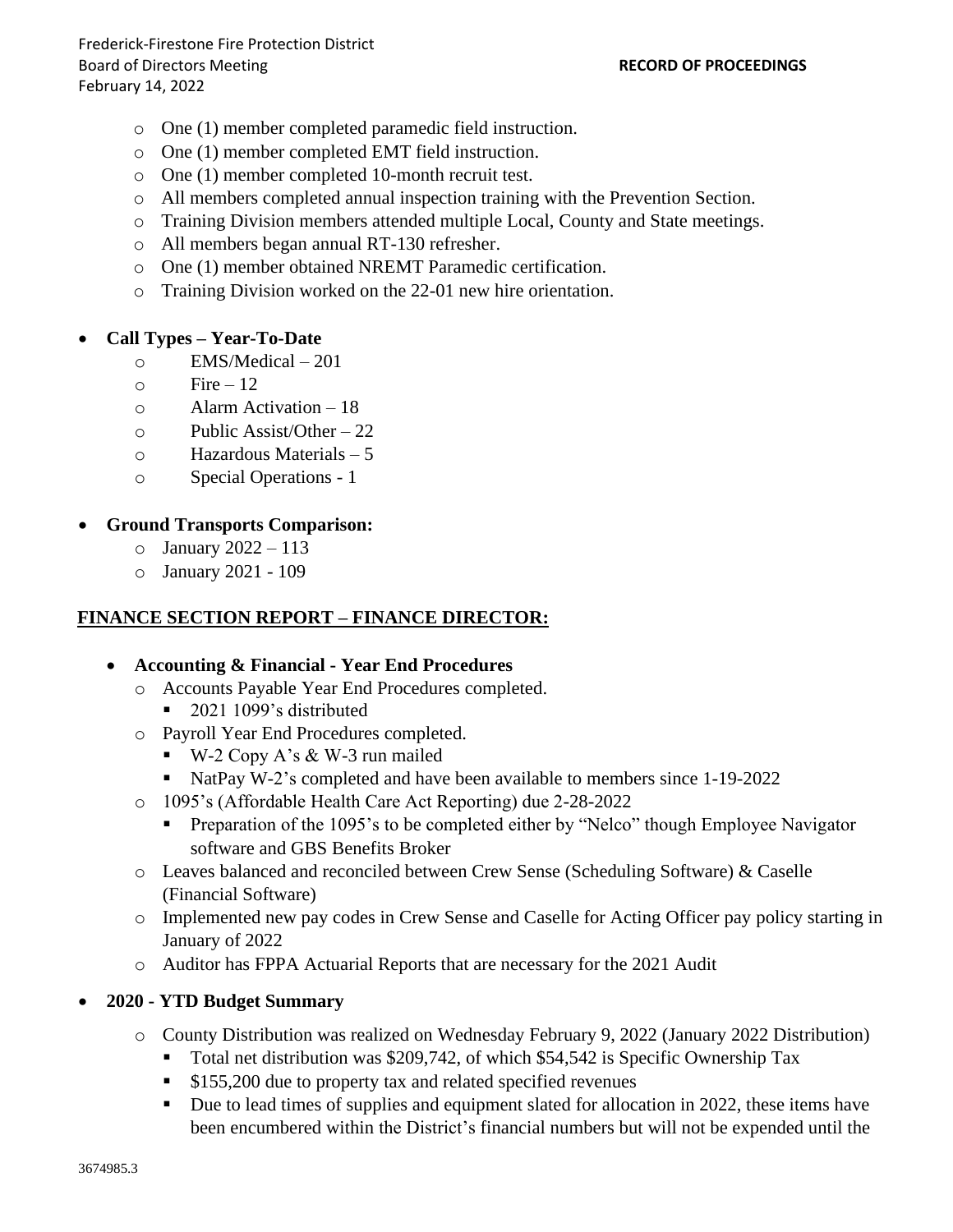- One (1) member completed paramedic field instruction.
- One (1) member completed EMT field instruction.
- One (1) member completed 10-month recruit test.
- All members completed annual inspection training with the Prevention Section.
- Training Division members attended multiple Local, County and State meetings.
- All members began annual RT-130 refresher.
- One (1) member obtained NREMT Paramedic certification.
- Training Division worked on the 22-01 new hire orientation.

- **Call Types – Year-To-Date**
  - EMS/Medical – 201
  - Fire – 12
  - Alarm Activation – 18
  - Public Assist/Other – 22
  - Hazardous Materials – 5
  - Special Operations - 1

- **Ground Transports Comparison:**
  - January 2022 – 113
  - January 2021 - 109

## FINANCE SECTION REPORT – FINANCE DIRECTOR:

- **Accounting & Financial - Year End Procedures**
  - Accounts Payable Year End Procedures completed.
    - 2021 1099's distributed
  - Payroll Year End Procedures completed.
    - W-2 Copy A's & W-3 run mailed
    - NatPay W-2's completed and have been available to members since 1-19-2022
  - 1095's (Affordable Health Care Act Reporting) due 2-28-2022
    - Preparation of the 1095's to be completed either by "Nelco" though Employee Navigator software and GBS Benefits Broker
  - Leaves balanced and reconciled between Crew Sense (Scheduling Software) & Caselle (Financial Software)
  - Implemented new pay codes in Crew Sense and Caselle for Acting Officer pay policy starting in January of 2022
  - Auditor has FPPA Actuarial Reports that are necessary for the 2021 Audit

- **2020 - YTD Budget Summary**
  - County Distribution was realized on Wednesday February 9, 2022 (January 2022 Distribution)
    - Total net distribution was $209,742, of which $54,542 is Specific Ownership Tax
    - $155,200 due to property tax and related specified revenues
    - Due to lead times of supplies and equipment slated for allocation in 2022, these items have been encumbered within the District's financial numbers but will not be expended until the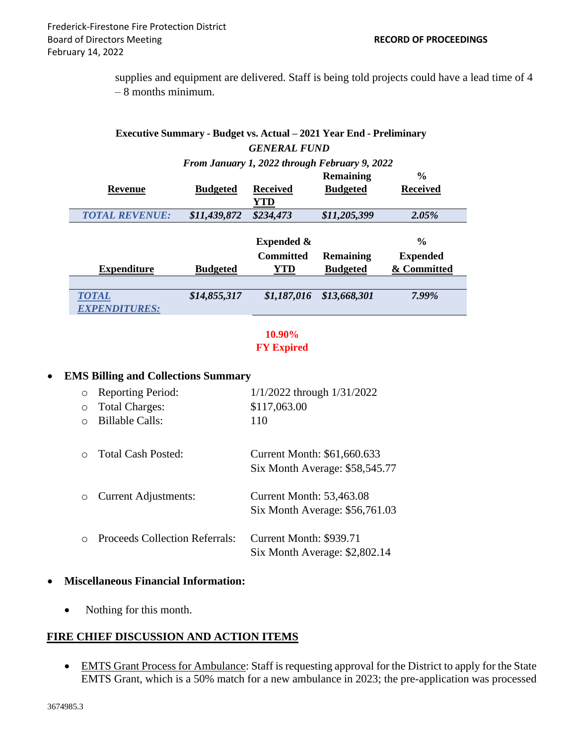supplies and equipment are delivered. Staff is being told projects could have a lead time of 4 – 8 months minimum.

**Executive Summary - Budget vs. Actual – 2021 Year End - Preliminary**
***GENERAL FUND***
***From January 1, 2022 through February 9, 2022***

| Revenue | Budgeted | Received YTD | Remaining Budgeted | % Received |
|---|---|---|---|---|
| ***TOTAL REVENUE:*** | ***$11,439,872*** | ***$234,473*** | ***$11,205,399*** | ***2.05%*** |

| Expenditure | Budgeted | Expended & Committed YTD | Remaining Budgeted | % Expended & Committed |
|---|---|---|---|---|
| ***TOTAL EXPENDITURES:*** | ***$14,855,317*** | ***$1,187,016*** | ***$13,668,301*** | ***7.99%*** |

**10.90%**
**FY Expired**

- **EMS Billing and Collections Summary**
  - Reporting Period: 1/1/2022 through 1/31/2022
  - Total Charges: $117,063.00
  - Billable Calls: 110
  - Total Cash Posted: Current Month: $61,660.633
    Six Month Average: $58,545.77
  - Current Adjustments: Current Month: 53,463.08
    Six Month Average: $56,761.03
  - Proceeds Collection Referrals: Current Month: $939.71
    Six Month Average: $2,802.14

- **Miscellaneous Financial Information:**
  - Nothing for this month.

## FIRE CHIEF DISCUSSION AND ACTION ITEMS

- EMTS Grant Process for Ambulance: Staff is requesting approval for the District to apply for the State EMTS Grant, which is a 50% match for a new ambulance in 2023; the pre-application was processed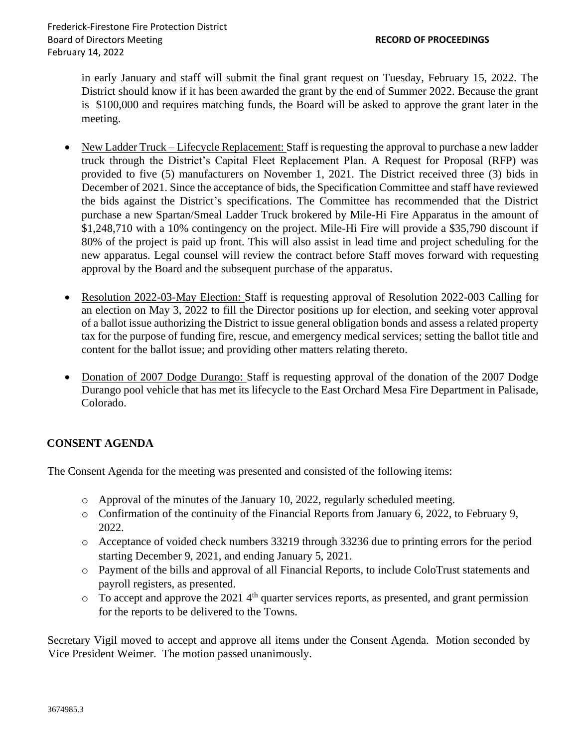in early January and staff will submit the final grant request on Tuesday, February 15, 2022. The District should know if it has been awarded the grant by the end of Summer 2022. Because the grant is $100,000 and requires matching funds, the Board will be asked to approve the grant later in the meeting.

- New Ladder Truck – Lifecycle Replacement: Staff is requesting the approval to purchase a new ladder truck through the District's Capital Fleet Replacement Plan. A Request for Proposal (RFP) was provided to five (5) manufacturers on November 1, 2021. The District received three (3) bids in December of 2021. Since the acceptance of bids, the Specification Committee and staff have reviewed the bids against the District's specifications. The Committee has recommended that the District purchase a new Spartan/Smeal Ladder Truck brokered by Mile-Hi Fire Apparatus in the amount of $1,248,710 with a 10% contingency on the project. Mile-Hi Fire will provide a $35,790 discount if 80% of the project is paid up front. This will also assist in lead time and project scheduling for the new apparatus. Legal counsel will review the contract before Staff moves forward with requesting approval by the Board and the subsequent purchase of the apparatus.

- Resolution 2022-03-May Election: Staff is requesting approval of Resolution 2022-003 Calling for an election on May 3, 2022 to fill the Director positions up for election, and seeking voter approval of a ballot issue authorizing the District to issue general obligation bonds and assess a related property tax for the purpose of funding fire, rescue, and emergency medical services; setting the ballot title and content for the ballot issue; and providing other matters relating thereto.

- Donation of 2007 Dodge Durango: Staff is requesting approval of the donation of the 2007 Dodge Durango pool vehicle that has met its lifecycle to the East Orchard Mesa Fire Department in Palisade, Colorado.

## CONSENT AGENDA

The Consent Agenda for the meeting was presented and consisted of the following items:

- Approval of the minutes of the January 10, 2022, regularly scheduled meeting.
- Confirmation of the continuity of the Financial Reports from January 6, 2022, to February 9, 2022.
- Acceptance of voided check numbers 33219 through 33236 due to printing errors for the period starting December 9, 2021, and ending January 5, 2021.
- Payment of the bills and approval of all Financial Reports, to include ColoTrust statements and payroll registers, as presented.
- To accept and approve the 2021 4th quarter services reports, as presented, and grant permission for the reports to be delivered to the Towns.

Secretary Vigil moved to accept and approve all items under the Consent Agenda. Motion seconded by Vice President Weimer. The motion passed unanimously.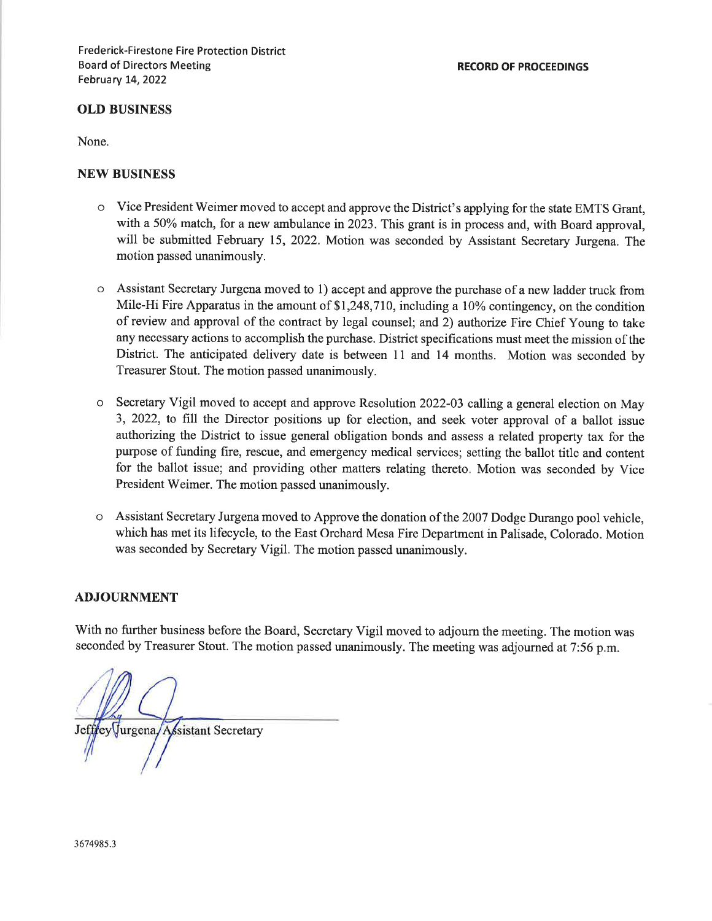## OLD BUSINESS

None.

## NEW BUSINESS

- Vice President Weimer moved to accept and approve the District's applying for the state EMTS Grant, with a 50% match, for a new ambulance in 2023. This grant is in process and, with Board approval, will be submitted February 15, 2022. Motion was seconded by Assistant Secretary Jurgena. The motion passed unanimously.

- Assistant Secretary Jurgena moved to 1) accept and approve the purchase of a new ladder truck from Mile-Hi Fire Apparatus in the amount of $1,248,710, including a 10% contingency, on the condition of review and approval of the contract by legal counsel; and 2) authorize Fire Chief Young to take any necessary actions to accomplish the purchase. District specifications must meet the mission of the District. The anticipated delivery date is between 11 and 14 months. Motion was seconded by Treasurer Stout. The motion passed unanimously.

- Secretary Vigil moved to accept and approve Resolution 2022-03 calling a general election on May 3, 2022, to fill the Director positions up for election, and seek voter approval of a ballot issue authorizing the District to issue general obligation bonds and assess a related property tax for the purpose of funding fire, rescue, and emergency medical services; setting the ballot title and content for the ballot issue; and providing other matters relating thereto. Motion was seconded by Vice President Weimer. The motion passed unanimously.

- Assistant Secretary Jurgena moved to Approve the donation of the 2007 Dodge Durango pool vehicle, which has met its lifecycle, to the East Orchard Mesa Fire Department in Palisade, Colorado. Motion was seconded by Secretary Vigil. The motion passed unanimously.

## ADJOURNMENT

With no further business before the Board, Secretary Vigil moved to adjourn the meeting. The motion was seconded by Treasurer Stout. The motion passed unanimously. The meeting was adjourned at 7:56 p.m.

Jeffrey Jurgena, Assistant Secretary

3674985.3